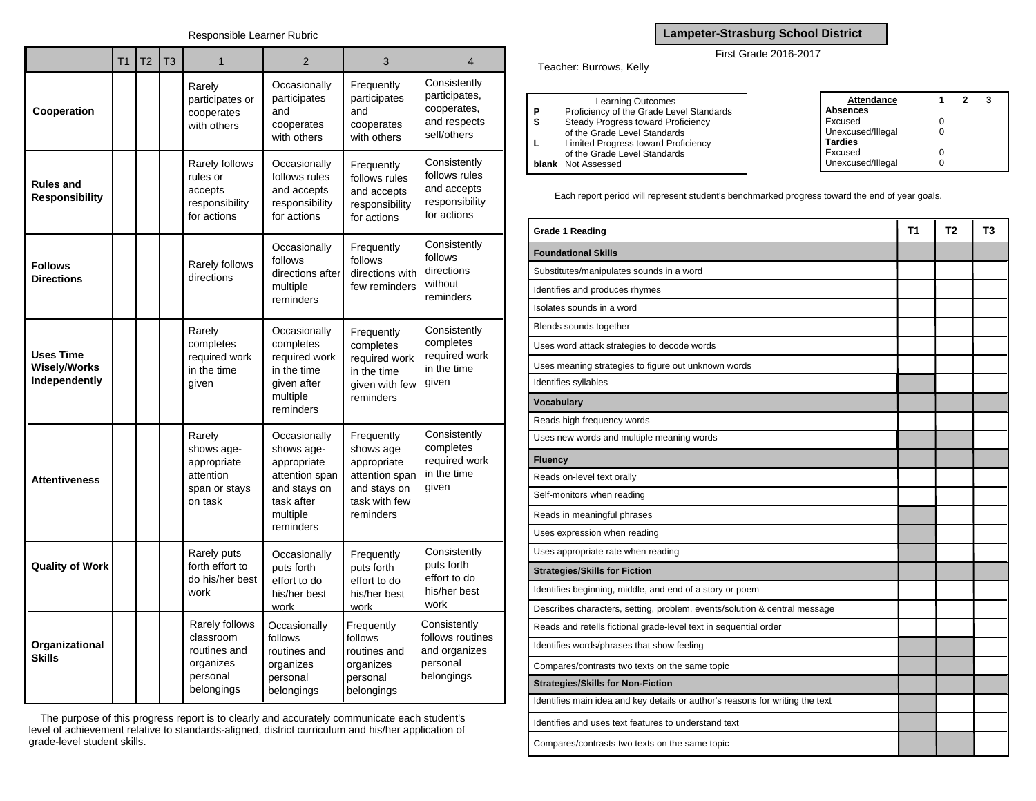## Responsible Learner Rubric

| | T1 | T2 | T3 | 1 | 2 | 3 | 4 |
|---|---|---|---|---|---|---|---|
| **Cooperation** | | | | Rarely participates or cooperates with others | Occasionally participates and cooperates with others | Frequently participates and cooperates with others | Consistently participates, cooperates, and respects self/others |
| **Rules and Responsibility** | | | | Rarely follows rules or accepts responsibility for actions | Occasionally follows rules and accepts responsibility for actions | Frequently follows rules and accepts responsibility for actions | Consistently follows rules and accepts responsibility for actions |
| **Follows Directions** | | | | Rarely follows directions | Occasionally follows directions after multiple reminders | Frequently follows directions with few reminders | Consistently follows directions without reminders |
| **Uses Time Wisely/Works Independently** | | | | Rarely completes required work in the time given | Occasionally completes required work in the time given after multiple reminders | Frequently completes required work in the time given with few reminders | Consistently completes required work in the time given |
| **Attentiveness** | | | | Rarely shows age-appropriate attention span or stays on task | Occasionally shows age-appropriate attention span and stays on task after multiple reminders | Frequently shows age appropriate attention span and stays on task with few reminders | Consistently completes required work in the time given |
| **Quality of Work** | | | | Rarely puts forth effort to do his/her best work | Occasionally puts forth effort to do his/her best work | Frequently puts forth effort to do his/her best work | Consistently puts forth effort to do his/her best work |
| **Organizational Skills** | | | | Rarely follows classroom routines and organizes personal belongings | Occasionally follows routines and organizes personal belongings | Frequently follows routines and organizes personal belongings | Consistently follows routines and organizes personal belongings |

The purpose of this progress report is to clearly and accurately communicate each student's level of achievement relative to standards-aligned, district curriculum and his/her application of grade-level student skills.

# Lampeter-Strasburg School District

First Grade 2016-2017

Teacher: Burrows, Kelly

| | Learning Outcomes |
|---|---|
| **P** | Proficiency of the Grade Level Standards |
| **S** | Steady Progress toward Proficiency of the Grade Level Standards |
| **L** | Limited Progress toward Proficiency of the Grade Level Standards |
| **blank** | Not Assessed |

| **Attendance** | **1** | **2** | **3** |
|---|---|---|---|
| **Absences** | | | |
| Excused | 0 | | |
| Unexcused/Illegal | 0 | | |
| **Tardies** | | | |
| Excused | 0 | | |
| Unexcused/Illegal | 0 | | |

Each report period will represent student's benchmarked progress toward the end of year goals.

| **Grade 1 Reading** | **T1** | **T2** | **T3** |
|---|---|---|---|
| **Foundational Skills** | | | |
| Substitutes/manipulates sounds in a word | | | |
| Identifies and produces rhymes | | | |
| Isolates sounds in a word | | | |
| Blends sounds together | | | |
| Uses word attack strategies to decode words | | | |
| Uses meaning strategies to figure out unknown words | | | |
| Identifies syllables | | | |
| **Vocabulary** | | | |
| Reads high frequency words | | | |
| Uses new words and multiple meaning words | | | |
| **Fluency** | | | |
| Reads on-level text orally | | | |
| Self-monitors when reading | | | |
| Reads in meaningful phrases | | | |
| Uses expression when reading | | | |
| Uses appropriate rate when reading | | | |
| **Strategies/Skills for Fiction** | | | |
| Identifies beginning, middle, and end of a story or poem | | | |
| Describes characters, setting, problem, events/solution & central message | | | |
| Reads and retells fictional grade-level text in sequential order | | | |
| Identifies words/phrases that show feeling | | | |
| Compares/contrasts two texts on the same topic | | | |
| **Strategies/Skills for Non-Fiction** | | | |
| Identifies main idea and key details or author's reasons for writing the text | | | |
| Identifies and uses text features to understand text | | | |
| Compares/contrasts two texts on the same topic | | | |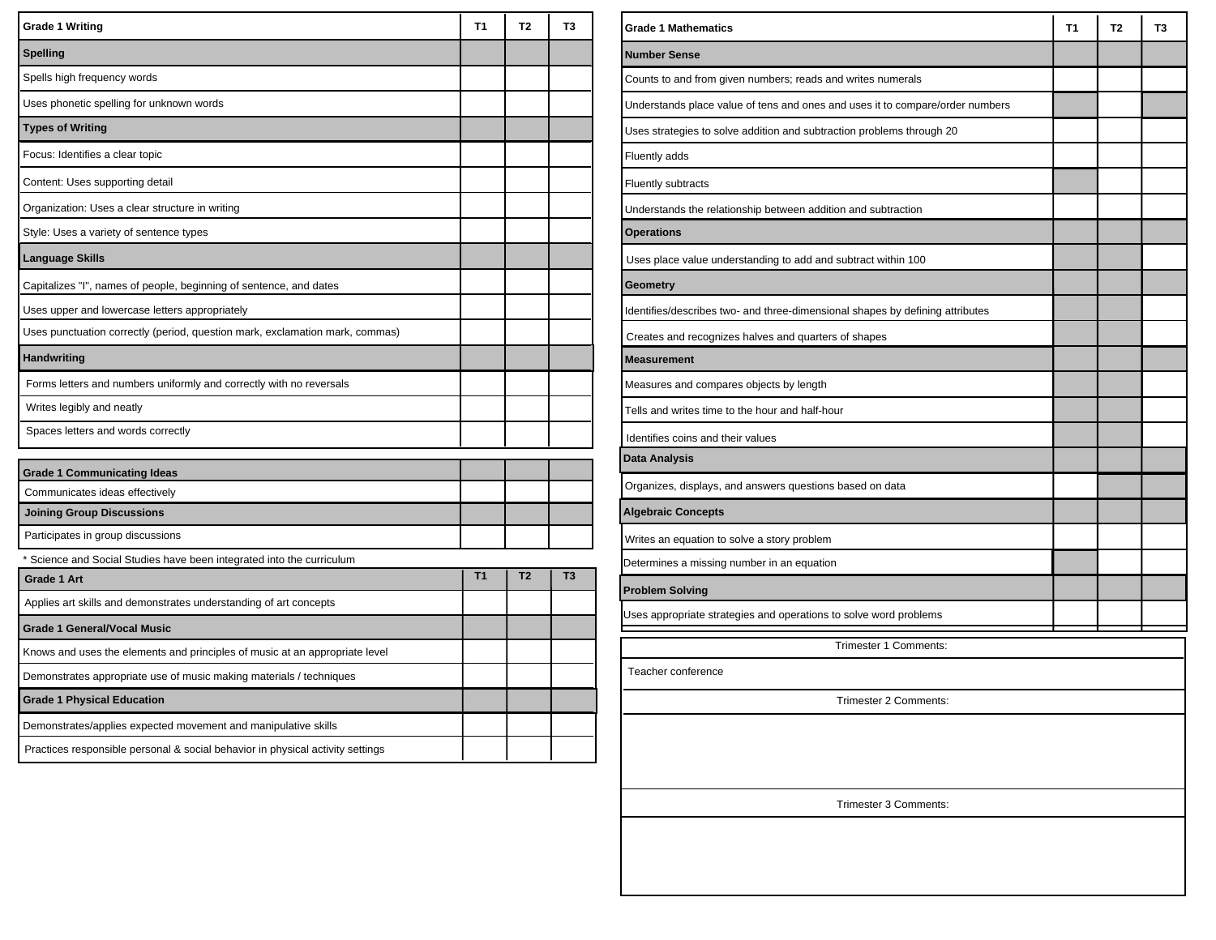| Grade 1 Writing | T1 | T2 | T3 |
|---|---|---|---|
| **Spelling** | | | |
| Spells high frequency words | | | |
| Uses phonetic spelling for unknown words | | | |
| **Types of Writing** | | | |
| Focus: Identifies a clear topic | | | |
| Content: Uses supporting detail | | | |
| Organization: Uses a clear structure in writing | | | |
| Style: Uses a variety of sentence types | | | |
| **Language Skills** | | | |
| Capitalizes "I", names of people, beginning of sentence, and dates | | | |
| Uses upper and lowercase letters appropriately | | | |
| Uses punctuation correctly (period, question mark, exclamation mark, commas) | | | |
| **Handwriting** | | | |
| Forms letters and numbers uniformly and correctly with no reversals | | | |
| Writes legibly and neatly | | | |
| Spaces letters and words correctly | | | |

| | | | |
|---|---|---|---|
| **Grade 1 Communicating Ideas** | | | |
| Communicates ideas effectively | | | |
| **Joining Group Discussions** | | | |
| Participates in group discussions | | | |

* Science and Social Studies have been integrated into the curriculum

| Grade 1 Art | T1 | T2 | T3 |
|---|---|---|---|
| Applies art skills and demonstrates understanding of art concepts | | | |
| **Grade 1 General/Vocal Music** | | | |
| Knows and uses the elements and principles of music at an appropriate level | | | |
| Demonstrates appropriate use of music making materials / techniques | | | |
| **Grade 1 Physical Education** | | | |
| Demonstrates/applies expected movement and manipulative skills | | | |
| Practices responsible personal & social behavior in physical activity settings | | | |

| Grade 1 Mathematics | T1 | T2 | T3 |
|---|---|---|---|
| **Number Sense** | | | |
| Counts to and from given numbers; reads and writes numerals | | | |
| Understands place value of tens and ones and uses it to compare/order numbers | | | |
| Uses strategies to solve addition and subtraction problems through 20 | | | |
| Fluently adds | | | |
| Fluently subtracts | | | |
| Understands the relationship between addition and subtraction | | | |
| **Operations** | | | |
| Uses place value understanding to add and subtract within 100 | | | |
| **Geometry** | | | |
| Identifies/describes two- and three-dimensional shapes by defining attributes | | | |
| Creates and recognizes halves and quarters of shapes | | | |
| **Measurement** | | | |
| Measures and compares objects by length | | | |
| Tells and writes time to the hour and half-hour | | | |
| Identifies coins and their values | | | |
| **Data Analysis** | | | |
| Organizes, displays, and answers questions based on data | | | |
| **Algebraic Concepts** | | | |
| Writes an equation to solve a story problem | | | |
| Determines a missing number in an equation | | | |
| **Problem Solving** | | | |
| Uses appropriate strategies and operations to solve word problems | | | |

Trimester 1 Comments:

Teacher conference

Trimester 2 Comments:

Trimester 3 Comments: